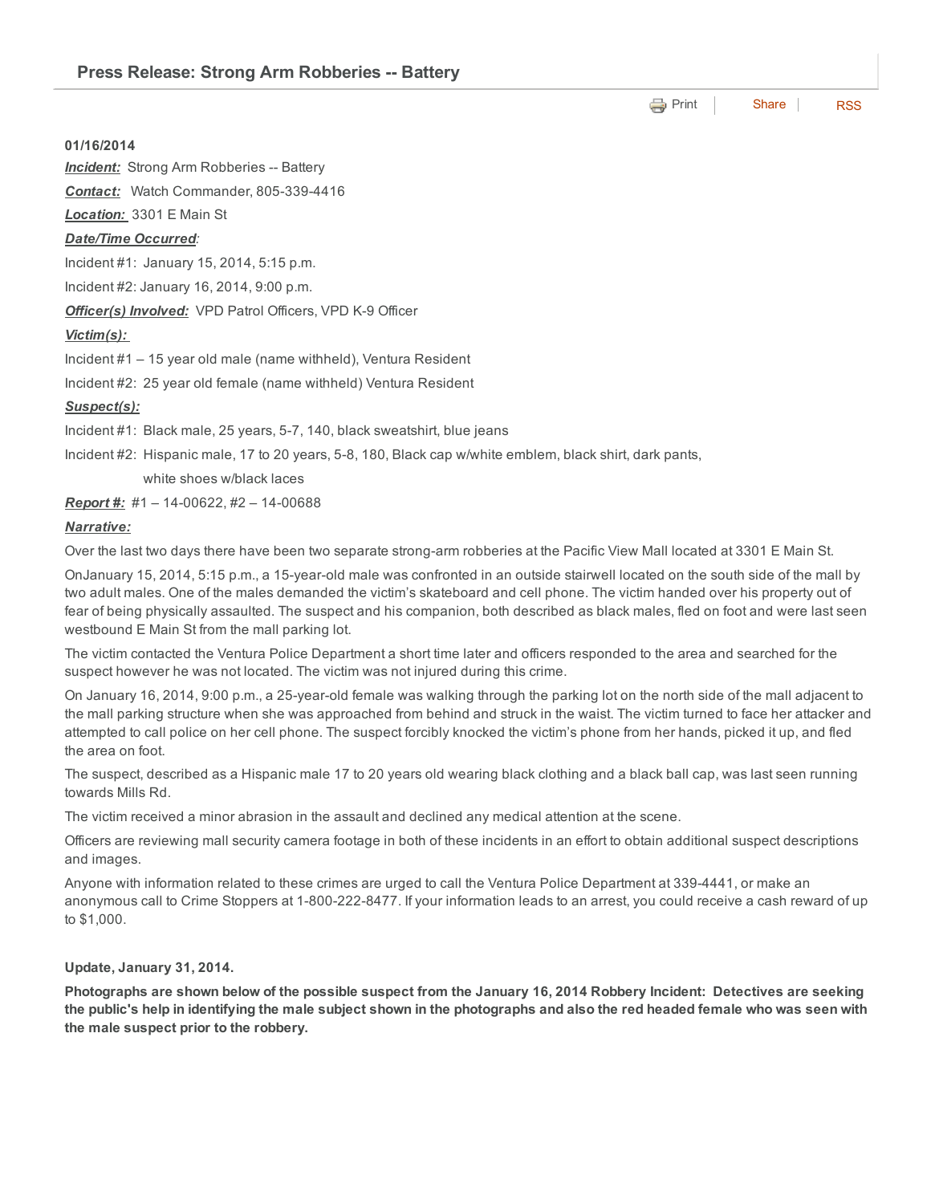# Press Release: Strong Arm Robberies -- Battery

Print | Share | RSS

**01/16/2014**

***Incident:*** Strong Arm Robberies -- Battery

***Contact:*** Watch Commander, 805-339-4416

***Location:*** 3301 E Main St

***Date/Time Occurred***:

Incident #1: January 15, 2014, 5:15 p.m.

Incident #2: January 16, 2014, 9:00 p.m.

***Officer(s) Involved:*** VPD Patrol Officers, VPD K-9 Officer

***Victim(s):***

Incident #1 – 15 year old male (name withheld), Ventura Resident

Incident #2: 25 year old female (name withheld) Ventura Resident

***Suspect(s):***

Incident #1: Black male, 25 years, 5-7, 140, black sweatshirt, blue jeans

Incident #2: Hispanic male, 17 to 20 years, 5-8, 180, Black cap w/white emblem, black shirt, dark pants, white shoes w/black laces

***Report #:*** #1 – 14-00622, #2 – 14-00688

***Narrative:***

Over the last two days there have been two separate strong-arm robberies at the Pacific View Mall located at 3301 E Main St.

OnJanuary 15, 2014, 5:15 p.m., a 15-year-old male was confronted in an outside stairwell located on the south side of the mall by two adult males. One of the males demanded the victim's skateboard and cell phone. The victim handed over his property out of fear of being physically assaulted. The suspect and his companion, both described as black males, fled on foot and were last seen westbound E Main St from the mall parking lot.

The victim contacted the Ventura Police Department a short time later and officers responded to the area and searched for the suspect however he was not located. The victim was not injured during this crime.

On January 16, 2014, 9:00 p.m., a 25-year-old female was walking through the parking lot on the north side of the mall adjacent to the mall parking structure when she was approached from behind and struck in the waist. The victim turned to face her attacker and attempted to call police on her cell phone. The suspect forcibly knocked the victim's phone from her hands, picked it up, and fled the area on foot.

The suspect, described as a Hispanic male 17 to 20 years old wearing black clothing and a black ball cap, was last seen running towards Mills Rd.

The victim received a minor abrasion in the assault and declined any medical attention at the scene.

Officers are reviewing mall security camera footage in both of these incidents in an effort to obtain additional suspect descriptions and images.

Anyone with information related to these crimes are urged to call the Ventura Police Department at 339-4441, or make an anonymous call to Crime Stoppers at 1-800-222-8477. If your information leads to an arrest, you could receive a cash reward of up to $1,000.

**Update, January 31, 2014.**

**Photographs are shown below of the possible suspect from the January 16, 2014 Robbery Incident: Detectives are seeking the public's help in identifying the male subject shown in the photographs and also the red headed female who was seen with the male suspect prior to the robbery.**